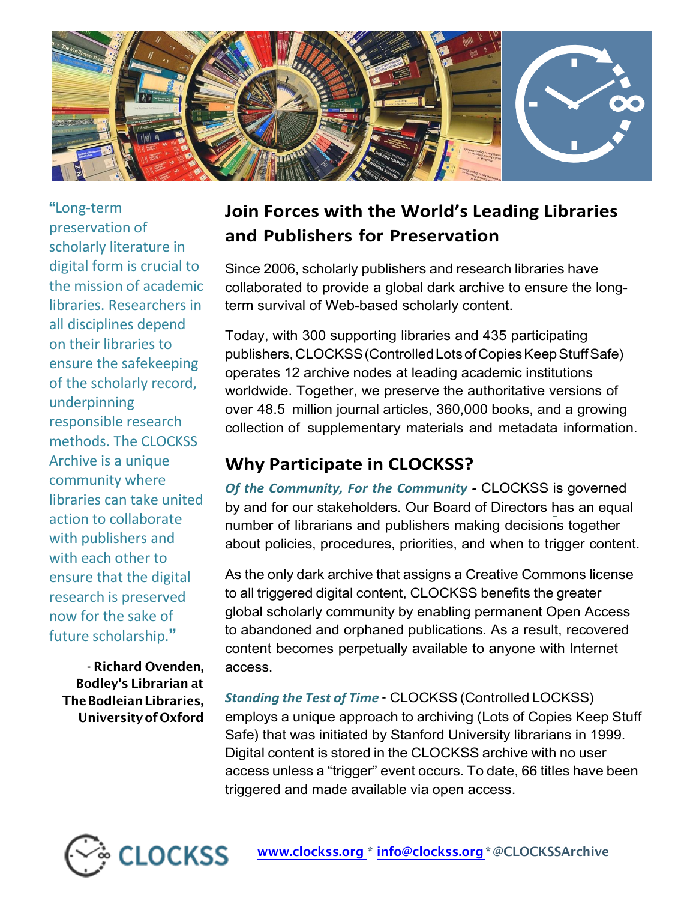"Long-term preservation of scholarly literature in digital form is crucial to the mission of academic libraries. Researchers in all disciplines depend on their libraries to ensure the safekeeping of the scholarly record, underpinning responsible research methods. The CLOCKSS Archive is a unique community where libraries can take united action to collaborate with publishers and with each other to ensure that the digital research is preserved now for the sake of future scholarship."

**- Richard Ovenden, Bodley's Librarian at The Bodleian Libraries, University of Oxford**

## Join Forces with the World's Leading Libraries and Publishers for Preservation

Since 2006, scholarly publishers and research libraries have collaborated to provide a global dark archive to ensure the long-term survival of Web-based scholarly content.

Today, with 300 supporting libraries and 435 participating publishers, CLOCKSS (Controlled Lots of Copies Keep Stuff Safe) operates 12 archive nodes at leading academic institutions worldwide. Together, we preserve the authoritative versions of over 48.5 million journal articles, 360,000 books, and a growing collection of supplementary materials and metadata information.

## Why Participate in CLOCKSS?

***Of the Community, For the Community*** **-** CLOCKSS is governed by and for our stakeholders. Our Board of Directors has an equal number of librarians and publishers making decisions together about policies, procedures, priorities, and when to trigger content.

As the only dark archive that assigns a Creative Commons license to all triggered digital content, CLOCKSS benefits the greater global scholarly community by enabling permanent Open Access to abandoned and orphaned publications. As a result, recovered content becomes perpetually available to anyone with Internet access.

***Standing the Test of Time*** - CLOCKSS (Controlled LOCKSS) employs a unique approach to archiving (Lots of Copies Keep Stuff Safe) that was initiated by Stanford University librarians in 1999. Digital content is stored in the CLOCKSS archive with no user access unless a "trigger" event occurs. To date, 66 titles have been triggered and made available via open access.

**CLOCKSS** www.clockss.org * info@clockss.org * @CLOCKSSArchive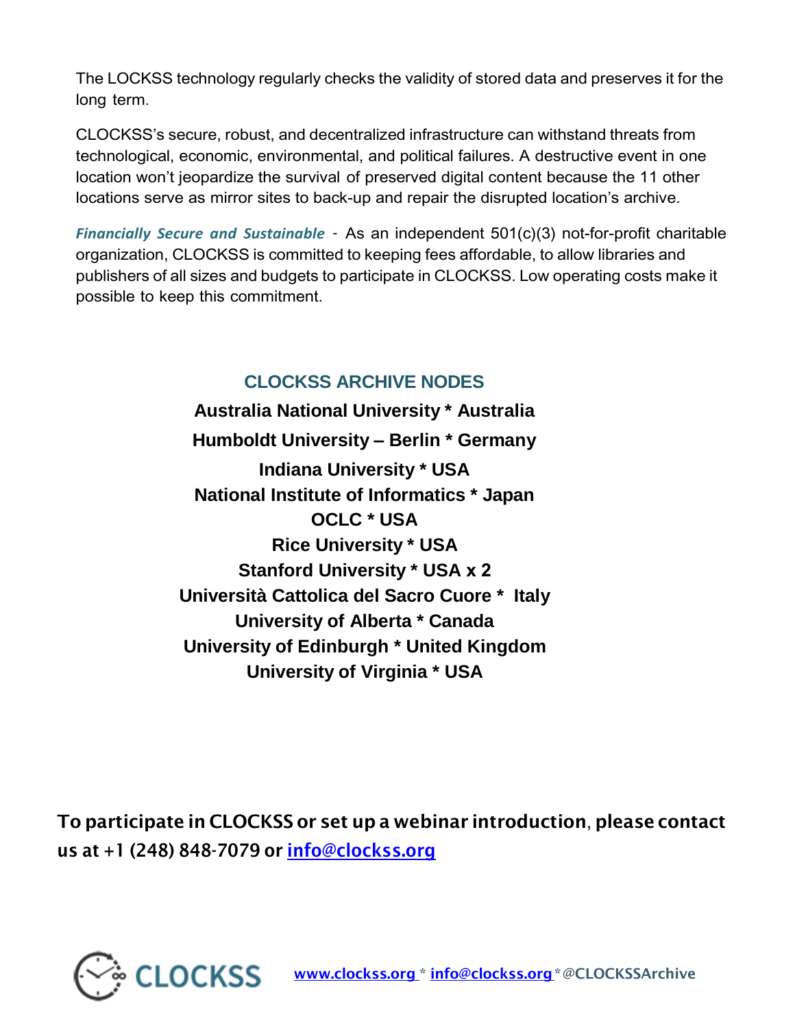The LOCKSS technology regularly checks the validity of stored data and preserves it for the long term.

CLOCKSS's secure, robust, and decentralized infrastructure can withstand threats from technological, economic, environmental, and political failures. A destructive event in one location won't jeopardize the survival of preserved digital content because the 11 other locations serve as mirror sites to back-up and repair the disrupted location's archive.

***Financially Secure and Sustainable*** - As an independent 501(c)(3) not-for-profit charitable organization, CLOCKSS is committed to keeping fees affordable, to allow libraries and publishers of all sizes and budgets to participate in CLOCKSS. Low operating costs make it possible to keep this commitment.

## CLOCKSS ARCHIVE NODES

**Australia National University * Australia**
**Humboldt University – Berlin * Germany**
**Indiana University * USA**
**National Institute of Informatics * Japan**
**OCLC * USA**
**Rice University * USA**
**Stanford University * USA x 2**
**Università Cattolica del Sacro Cuore * Italy**
**University of Alberta * Canada**
**University of Edinburgh * United Kingdom**
**University of Virginia * USA**

**To participate in CLOCKSS or set up a webinar introduction, please contact us at +1 (248) 848-7079 or [info@clockss.org](mailto:info@clockss.org)**

CLOCKSS

[www.clockss.org](http://www.clockss.org) * [info@clockss.org](mailto:info@clockss.org) * @CLOCKSSArchive